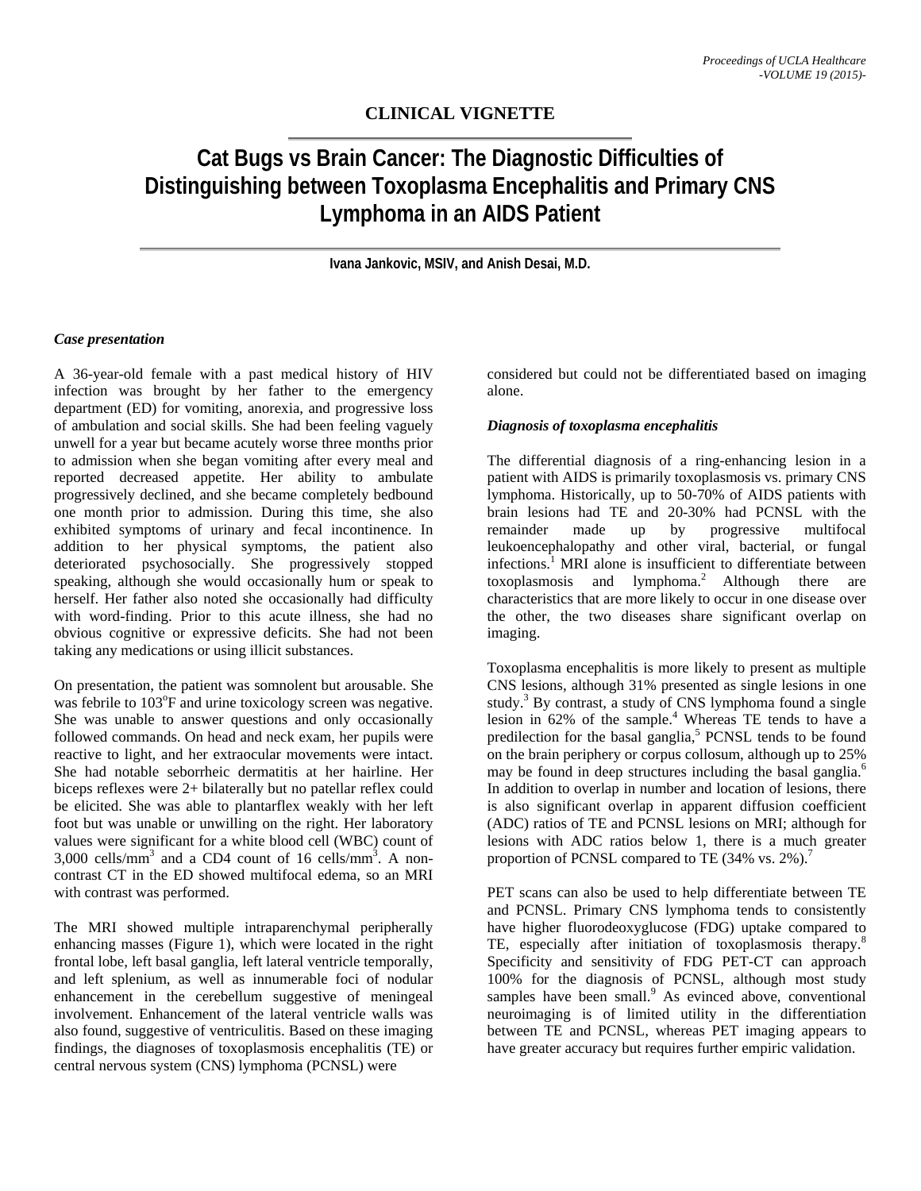**CLINICAL VIGNETTE**

# Cat Bugs vs Brain Cancer: The Diagnostic Difficulties of Distinguishing between Toxoplasma Encephalitis and Primary CNS Lymphoma in an AIDS Patient

**Ivana Jankovic, MSIV, and Anish Desai, M.D.**

### *Case presentation*

A 36-year-old female with a past medical history of HIV infection was brought by her father to the emergency department (ED) for vomiting, anorexia, and progressive loss of ambulation and social skills. She had been feeling vaguely unwell for a year but became acutely worse three months prior to admission when she began vomiting after every meal and reported decreased appetite. Her ability to ambulate progressively declined, and she became completely bedbound one month prior to admission. During this time, she also exhibited symptoms of urinary and fecal incontinence. In addition to her physical symptoms, the patient also deteriorated psychosocially. She progressively stopped speaking, although she would occasionally hum or speak to herself. Her father also noted she occasionally had difficulty with word-finding. Prior to this acute illness, she had no obvious cognitive or expressive deficits. She had not been taking any medications or using illicit substances.

On presentation, the patient was somnolent but arousable. She was febrile to 103°F and urine toxicology screen was negative. She was unable to answer questions and only occasionally followed commands. On head and neck exam, her pupils were reactive to light, and her extraocular movements were intact. She had notable seborrheic dermatitis at her hairline. Her biceps reflexes were 2+ bilaterally but no patellar reflex could be elicited. She was able to plantarflex weakly with her left foot but was unable or unwilling on the right. Her laboratory values were significant for a white blood cell (WBC) count of 3,000 cells/mm$^3$ and a CD4 count of 16 cells/mm$^3$. A non-contrast CT in the ED showed multifocal edema, so an MRI with contrast was performed.

The MRI showed multiple intraparenchymal peripherally enhancing masses (Figure 1), which were located in the right frontal lobe, left basal ganglia, left lateral ventricle temporally, and left splenium, as well as innumerable foci of nodular enhancement in the cerebellum suggestive of meningeal involvement. Enhancement of the lateral ventricle walls was also found, suggestive of ventriculitis. Based on these imaging findings, the diagnoses of toxoplasmosis encephalitis (TE) or central nervous system (CNS) lymphoma (PCNSL) were considered but could not be differentiated based on imaging alone.

### *Diagnosis of toxoplasma encephalitis*

The differential diagnosis of a ring-enhancing lesion in a patient with AIDS is primarily toxoplasmosis vs. primary CNS lymphoma. Historically, up to 50-70% of AIDS patients with brain lesions had TE and 20-30% had PCNSL with the remainder made up by progressive multifocal leukoencephalopathy and other viral, bacterial, or fungal infections.[1] MRI alone is insufficient to differentiate between toxoplasmosis and lymphoma.[2] Although there are characteristics that are more likely to occur in one disease over the other, the two diseases share significant overlap on imaging.

Toxoplasma encephalitis is more likely to present as multiple CNS lesions, although 31% presented as single lesions in one study.[3] By contrast, a study of CNS lymphoma found a single lesion in 62% of the sample.[4] Whereas TE tends to have a predilection for the basal ganglia,[5] PCNSL tends to be found on the brain periphery or corpus collosum, although up to 25% may be found in deep structures including the basal ganglia.[6] In addition to overlap in number and location of lesions, there is also significant overlap in apparent diffusion coefficient (ADC) ratios of TE and PCNSL lesions on MRI; although for lesions with ADC ratios below 1, there is a much greater proportion of PCNSL compared to TE (34% vs. 2%).[7]

PET scans can also be used to help differentiate between TE and PCNSL. Primary CNS lymphoma tends to consistently have higher fluorodeoxyglucose (FDG) uptake compared to TE, especially after initiation of toxoplasmosis therapy.[8] Specificity and sensitivity of FDG PET-CT can approach 100% for the diagnosis of PCNSL, although most study samples have been small.[9] As evinced above, conventional neuroimaging is of limited utility in the differentiation between TE and PCNSL, whereas PET imaging appears to have greater accuracy but requires further empiric validation.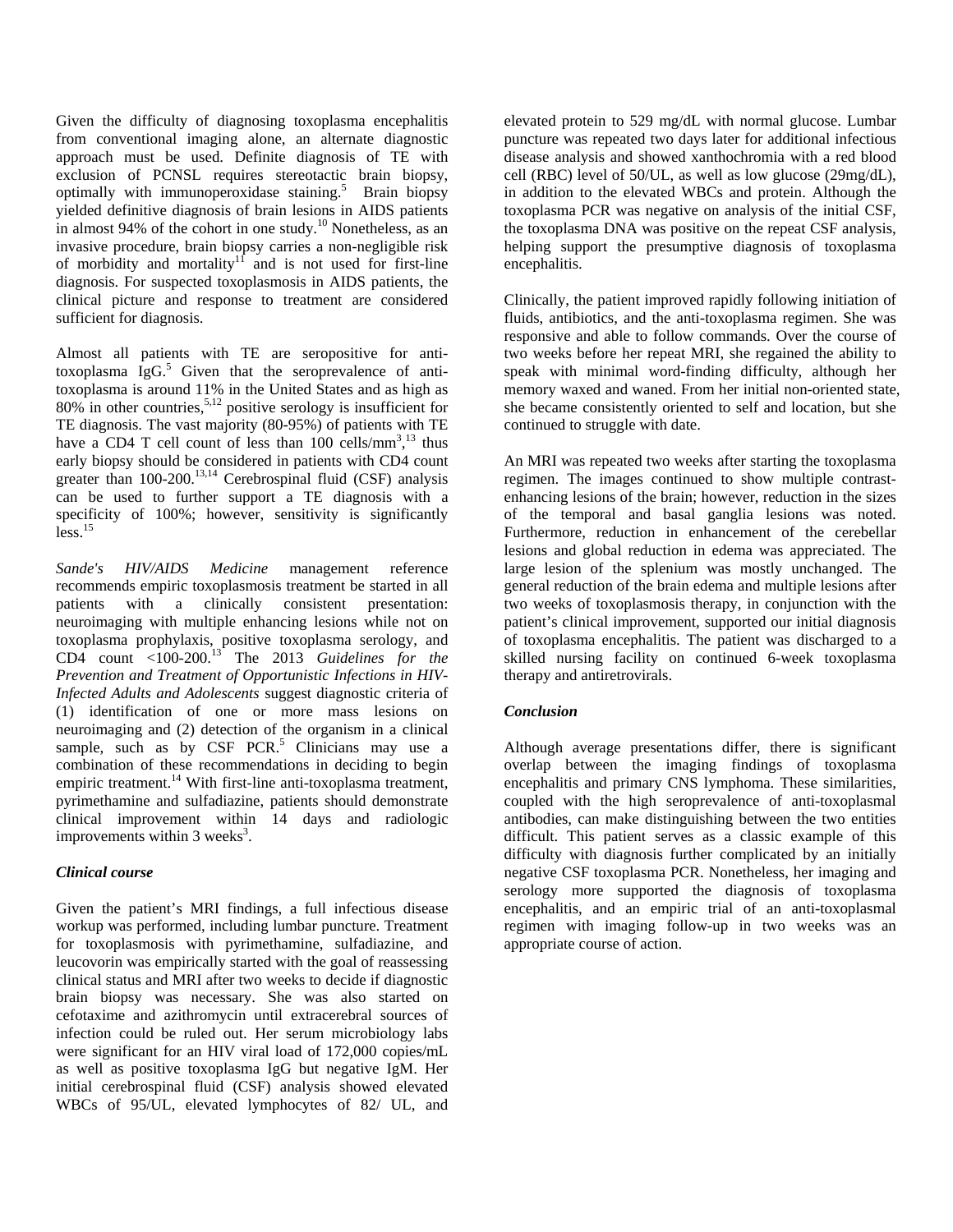Given the difficulty of diagnosing toxoplasma encephalitis from conventional imaging alone, an alternate diagnostic approach must be used. Definite diagnosis of TE with exclusion of PCNSL requires stereotactic brain biopsy, optimally with immunoperoxidase staining.[5] Brain biopsy yielded definitive diagnosis of brain lesions in AIDS patients in almost 94% of the cohort in one study.[10] Nonetheless, as an invasive procedure, brain biopsy carries a non-negligible risk of morbidity and mortality[11] and is not used for first-line diagnosis. For suspected toxoplasmosis in AIDS patients, the clinical picture and response to treatment are considered sufficient for diagnosis.

Almost all patients with TE are seropositive for anti-toxoplasma IgG.[5] Given that the seroprevalence of anti-toxoplasma is around 11% in the United States and as high as 80% in other countries,[5,12] positive serology is insufficient for TE diagnosis. The vast majority (80-95%) of patients with TE have a CD4 T cell count of less than 100 cells/mm$^3$,[3,13] thus early biopsy should be considered in patients with CD4 count greater than 100-200.[13,14] Cerebrospinal fluid (CSF) analysis can be used to further support a TE diagnosis with a specificity of 100%; however, sensitivity is significantly less.[15]

*Sande's HIV/AIDS Medicine* management reference recommends empiric toxoplasmosis treatment be started in all patients with a clinically consistent presentation: neuroimaging with multiple enhancing lesions while not on toxoplasma prophylaxis, positive toxoplasma serology, and CD4 count <100-200.[13] The 2013 *Guidelines for the Prevention and Treatment of Opportunistic Infections in HIV-Infected Adults and Adolescents* suggest diagnostic criteria of (1) identification of one or more mass lesions on neuroimaging and (2) detection of the organism in a clinical sample, such as by CSF PCR.[5] Clinicians may use a combination of these recommendations in deciding to begin empiric treatment.[14] With first-line anti-toxoplasma treatment, pyrimethamine and sulfadiazine, patients should demonstrate clinical improvement within 14 days and radiologic improvements within 3 weeks[3].

### *Clinical course*

Given the patient's MRI findings, a full infectious disease workup was performed, including lumbar puncture. Treatment for toxoplasmosis with pyrimethamine, sulfadiazine, and leucovorin was empirically started with the goal of reassessing clinical status and MRI after two weeks to decide if diagnostic brain biopsy was necessary. She was also started on cefotaxime and azithromycin until extracerebral sources of infection could be ruled out. Her serum microbiology labs were significant for an HIV viral load of 172,000 copies/mL as well as positive toxoplasma IgG but negative IgM. Her initial cerebrospinal fluid (CSF) analysis showed elevated WBCs of 95/UL, elevated lymphocytes of 82/ UL, and elevated protein to 529 mg/dL with normal glucose. Lumbar puncture was repeated two days later for additional infectious disease analysis and showed xanthochromia with a red blood cell (RBC) level of 50/UL, as well as low glucose (29mg/dL), in addition to the elevated WBCs and protein. Although the toxoplasma PCR was negative on analysis of the initial CSF, the toxoplasma DNA was positive on the repeat CSF analysis, helping support the presumptive diagnosis of toxoplasma encephalitis.

Clinically, the patient improved rapidly following initiation of fluids, antibiotics, and the anti-toxoplasma regimen. She was responsive and able to follow commands. Over the course of two weeks before her repeat MRI, she regained the ability to speak with minimal word-finding difficulty, although her memory waxed and waned. From her initial non-oriented state, she became consistently oriented to self and location, but she continued to struggle with date.

An MRI was repeated two weeks after starting the toxoplasma regimen. The images continued to show multiple contrast-enhancing lesions of the brain; however, reduction in the sizes of the temporal and basal ganglia lesions was noted. Furthermore, reduction in enhancement of the cerebellar lesions and global reduction in edema was appreciated. The large lesion of the splenium was mostly unchanged. The general reduction of the brain edema and multiple lesions after two weeks of toxoplasmosis therapy, in conjunction with the patient's clinical improvement, supported our initial diagnosis of toxoplasma encephalitis. The patient was discharged to a skilled nursing facility on continued 6-week toxoplasma therapy and antiretrovirals.

### *Conclusion*

Although average presentations differ, there is significant overlap between the imaging findings of toxoplasma encephalitis and primary CNS lymphoma. These similarities, coupled with the high seroprevalence of anti-toxoplasmal antibodies, can make distinguishing between the two entities difficult. This patient serves as a classic example of this difficulty with diagnosis further complicated by an initially negative CSF toxoplasma PCR. Nonetheless, her imaging and serology more supported the diagnosis of toxoplasma encephalitis, and an empiric trial of an anti-toxoplasmal regimen with imaging follow-up in two weeks was an appropriate course of action.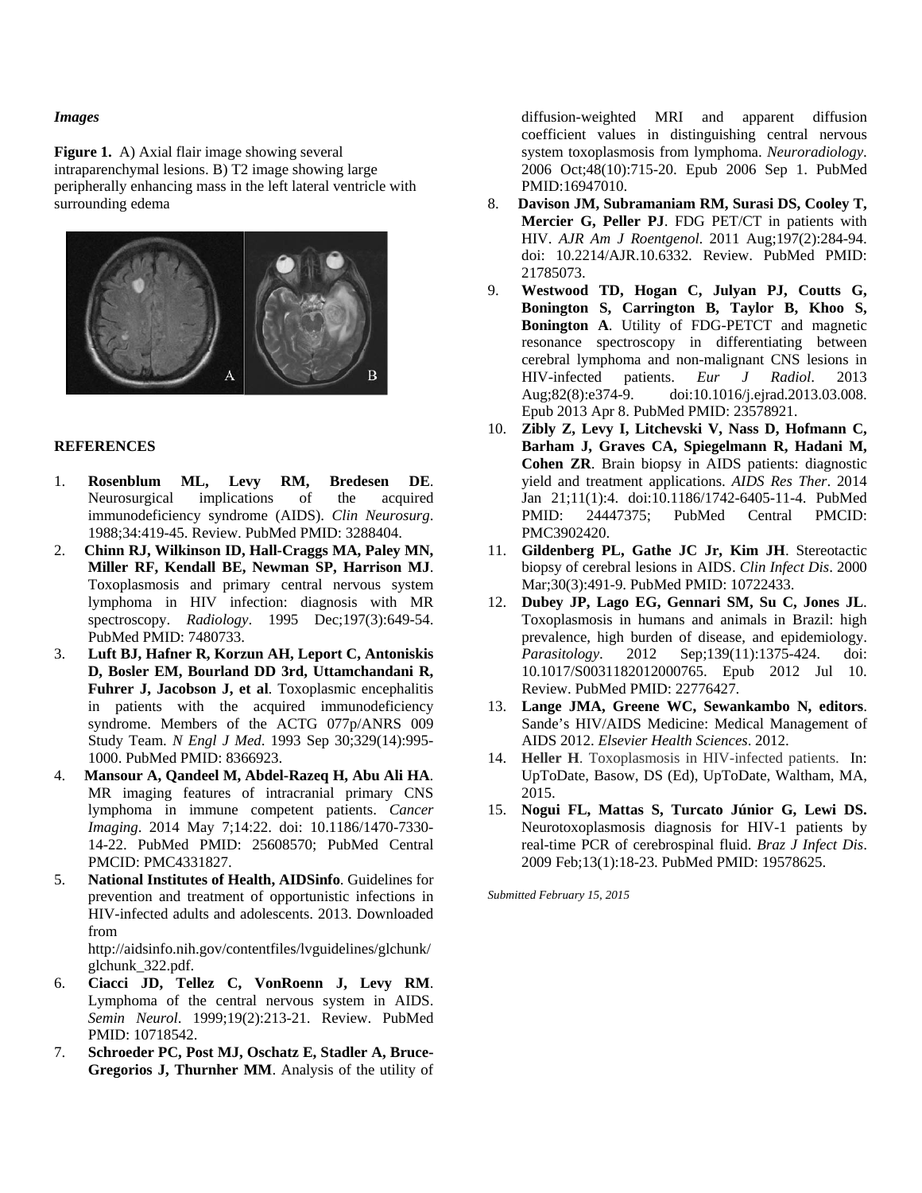*Images*

**Figure 1.** A) Axial flair image showing several intraparenchymal lesions. B) T2 image showing large peripherally enhancing mass in the left lateral ventricle with surrounding edema

## REFERENCES

1. **Rosenblum ML, Levy RM, Bredesen DE**. Neurosurgical implications of the acquired immunodeficiency syndrome (AIDS). *Clin Neurosurg*. 1988;34:419-45. Review. PubMed PMID: 3288404.
2. **Chinn RJ, Wilkinson ID, Hall-Craggs MA, Paley MN, Miller RF, Kendall BE, Newman SP, Harrison MJ**. Toxoplasmosis and primary central nervous system lymphoma in HIV infection: diagnosis with MR spectroscopy. *Radiology*. 1995 Dec;197(3):649-54. PubMed PMID: 7480733.
3. **Luft BJ, Hafner R, Korzun AH, Leport C, Antoniskis D, Bosler EM, Bourland DD 3rd, Uttamchandani R, Fuhrer J, Jacobson J, et al**. Toxoplasmic encephalitis in patients with the acquired immunodeficiency syndrome. Members of the ACTG 077p/ANRS 009 Study Team. *N Engl J Med*. 1993 Sep 30;329(14):995-1000. PubMed PMID: 8366923.
4. **Mansour A, Qandeel M, Abdel-Razeq H, Abu Ali HA**. MR imaging features of intracranial primary CNS lymphoma in immune competent patients. *Cancer Imaging*. 2014 May 7;14:22. doi: 10.1186/1470-7330-14-22. PubMed PMID: 25608570; PubMed Central PMCID: PMC4331827.
5. **National Institutes of Health, AIDSinfo**. Guidelines for prevention and treatment of opportunistic infections in HIV-infected adults and adolescents. 2013. Downloaded from http://aidsinfo.nih.gov/contentfiles/lvguidelines/glchunk/glchunk_322.pdf.
6. **Ciacci JD, Tellez C, VonRoenn J, Levy RM**. Lymphoma of the central nervous system in AIDS. *Semin Neurol*. 1999;19(2):213-21. Review. PubMed PMID: 10718542.
7. **Schroeder PC, Post MJ, Oschatz E, Stadler A, Bruce-Gregorios J, Thurnher MM**. Analysis of the utility of diffusion-weighted MRI and apparent diffusion coefficient values in distinguishing central nervous system toxoplasmosis from lymphoma. *Neuroradiology*. 2006 Oct;48(10):715-20. Epub 2006 Sep 1. PubMed PMID:16947010.
8. **Davison JM, Subramaniam RM, Surasi DS, Cooley T, Mercier G, Peller PJ**. FDG PET/CT in patients with HIV. *AJR Am J Roentgenol*. 2011 Aug;197(2):284-94. doi: 10.2214/AJR.10.6332. Review. PubMed PMID: 21785073.
9. **Westwood TD, Hogan C, Julyan PJ, Coutts G, Bonington S, Carrington B, Taylor B, Khoo S, Bonington A**. Utility of FDG-PETCT and magnetic resonance spectroscopy in differentiating between cerebral lymphoma and non-malignant CNS lesions in HIV-infected patients. *Eur J Radiol*. 2013 Aug;82(8):e374-9. doi:10.1016/j.ejrad.2013.03.008. Epub 2013 Apr 8. PubMed PMID: 23578921.
10. **Zibly Z, Levy I, Litchevski V, Nass D, Hofmann C, Barham J, Graves CA, Spiegelmann R, Hadani M, Cohen ZR**. Brain biopsy in AIDS patients: diagnostic yield and treatment applications. *AIDS Res Ther*. 2014 Jan 21;11(1):4. doi:10.1186/1742-6405-11-4. PubMed PMID: 24447375; PubMed Central PMCID: PMC3902420.
11. **Gildenberg PL, Gathe JC Jr, Kim JH**. Stereotactic biopsy of cerebral lesions in AIDS. *Clin Infect Dis*. 2000 Mar;30(3):491-9. PubMed PMID: 10722433.
12. **Dubey JP, Lago EG, Gennari SM, Su C, Jones JL**. Toxoplasmosis in humans and animals in Brazil: high prevalence, high burden of disease, and epidemiology. *Parasitology*. 2012 Sep;139(11):1375-424. doi: 10.1017/S0031182012000765. Epub 2012 Jul 10. Review. PubMed PMID: 22776427.
13. **Lange JMA, Greene WC, Sewankambo N, editors**. Sande's HIV/AIDS Medicine: Medical Management of AIDS 2012. *Elsevier Health Sciences*. 2012.
14. **Heller H**. Toxoplasmosis in HIV-infected patients. In: UpToDate, Basow, DS (Ed), UpToDate, Waltham, MA, 2015.
15. **Nogui FL, Mattas S, Turcato Júnior G, Lewi DS.** Neurotoxoplasmosis diagnosis for HIV-1 patients by real-time PCR of cerebrospinal fluid. *Braz J Infect Dis*. 2009 Feb;13(1):18-23. PubMed PMID: 19578625.

*Submitted February 15, 2015*